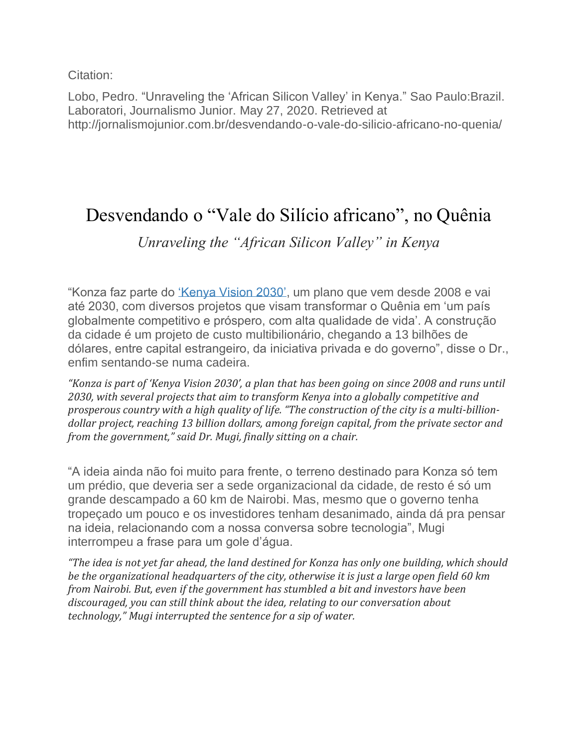Citation:

Lobo, Pedro. "Unraveling the 'African Silicon Valley' in Kenya." Sao Paulo:Brazil. Laboratori, Journalismo Junior. May 27, 2020. Retrieved at http://jornalismojunior.com.br/desvendando-o-vale-do-silicio-africano-no-quenia/

# Desvendando o "Vale do Silício africano", no Quênia

*Unraveling the "African Silicon Valley" in Kenya*

"Konza faz parte do 'Kenya Vision 2030', um plano que vem desde 2008 e vai até 2030, com diversos projetos que visam transformar o Quênia em 'um país globalmente competitivo e próspero, com alta qualidade de vida'. A construção da cidade é um projeto de custo multibilionário, chegando a 13 bilhões de dólares, entre capital estrangeiro, da iniciativa privada e do governo", disse o Dr., enfim sentando-se numa cadeira.

*"Konza is part of 'Kenya Vision 2030', a plan that has been going on since 2008 and runs until 2030, with several projects that aim to transform Kenya into a globally competitive and prosperous country with a high quality of life. "The construction of the city is a multi-billion-dollar project, reaching 13 billion dollars, among foreign capital, from the private sector and from the government," said Dr. Mugi, finally sitting on a chair.*

"A ideia ainda não foi muito para frente, o terreno destinado para Konza só tem um prédio, que deveria ser a sede organizacional da cidade, de resto é só um grande descampado a 60 km de Nairobi. Mas, mesmo que o governo tenha tropeçado um pouco e os investidores tenham desanimado, ainda dá pra pensar na ideia, relacionando com a nossa conversa sobre tecnologia", Mugi interrompeu a frase para um gole d'água.

*"The idea is not yet far ahead, the land destined for Konza has only one building, which should be the organizational headquarters of the city, otherwise it is just a large open field 60 km from Nairobi. But, even if the government has stumbled a bit and investors have been discouraged, you can still think about the idea, relating to our conversation about technology," Mugi interrupted the sentence for a sip of water.*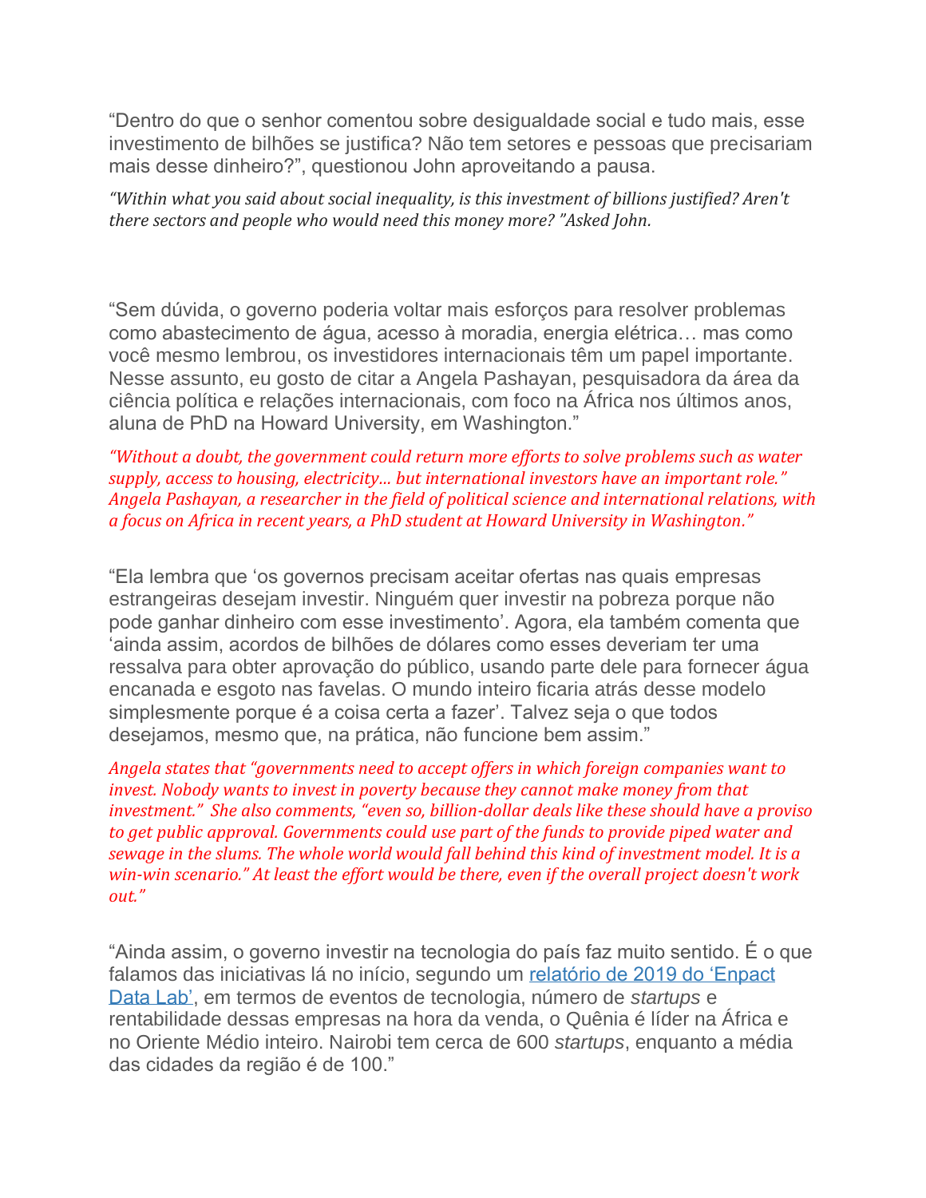“Dentro do que o senhor comentou sobre desigualdade social e tudo mais, esse investimento de bilhões se justifica? Não tem setores e pessoas que precisariam mais desse dinheiro?”, questionou John aproveitando a pausa.

*“Within what you said about social inequality, is this investment of billions justified? Aren't there sectors and people who would need this money more? ”Asked John.*

“Sem dúvida, o governo poderia voltar mais esforços para resolver problemas como abastecimento de água, acesso à moradia, energia elétrica… mas como você mesmo lembrou, os investidores internacionais têm um papel importante. Nesse assunto, eu gosto de citar a Angela Pashayan, pesquisadora da área da ciência política e relações internacionais, com foco na África nos últimos anos, aluna de PhD na Howard University, em Washington.”

*“Without a doubt, the government could return more efforts to solve problems such as water supply, access to housing, electricity... but international investors have an important role.” Angela Pashayan, a researcher in the field of political science and international relations, with a focus on Africa in recent years, a PhD student at Howard University in Washington.”*

“Ela lembra que ‘os governos precisam aceitar ofertas nas quais empresas estrangeiras desejam investir. Ninguém quer investir na pobreza porque não pode ganhar dinheiro com esse investimento’. Agora, ela também comenta que ‘ainda assim, acordos de bilhões de dólares como esses deveriam ter uma ressalva para obter aprovação do público, usando parte dele para fornecer água encanada e esgoto nas favelas. O mundo inteiro ficaria atrás desse modelo simplesmente porque é a coisa certa a fazer’. Talvez seja o que todos desejamos, mesmo que, na prática, não funcione bem assim.”

*Angela states that “governments need to accept offers in which foreign companies want to invest. Nobody wants to invest in poverty because they cannot make money from that investment.” She also comments, “even so, billion-dollar deals like these should have a proviso to get public approval. Governments could use part of the funds to provide piped water and sewage in the slums. The whole world would fall behind this kind of investment model. It is a win-win scenario.” At least the effort would be there, even if the overall project doesn't work out.”*

“Ainda assim, o governo investir na tecnologia do país faz muito sentido. É o que falamos das iniciativas lá no início, segundo um [relatório de 2019 do ‘Enpact Data Lab’](), em termos de eventos de tecnologia, número de *startups* e rentabilidade dessas empresas na hora da venda, o Quênia é líder na África e no Oriente Médio inteiro. Nairobi tem cerca de 600 *startups*, enquanto a média das cidades da região é de 100.”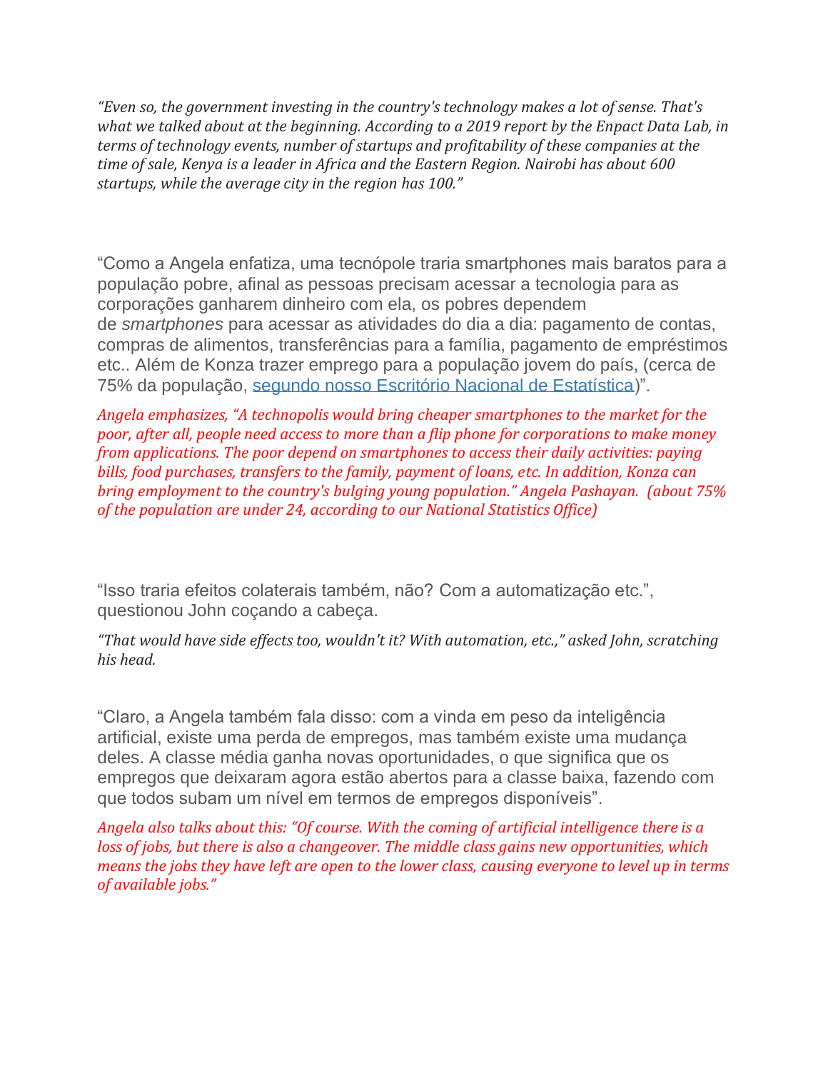*"Even so, the government investing in the country's technology makes a lot of sense. That's what we talked about at the beginning. According to a 2019 report by the Enpact Data Lab, in terms of technology events, number of startups and profitability of these companies at the time of sale, Kenya is a leader in Africa and the Eastern Region. Nairobi has about 600 startups, while the average city in the region has 100."*

"Como a Angela enfatiza, uma tecnópole traria smartphones mais baratos para a população pobre, afinal as pessoas precisam acessar a tecnologia para as corporações ganharem dinheiro com ela, os pobres dependem de *smartphones* para acessar as atividades do dia a dia: pagamento de contas, compras de alimentos, transferências para a família, pagamento de empréstimos etc.. Além de Konza trazer emprego para a população jovem do país, (cerca de 75% da população, segundo nosso Escritório Nacional de Estatística)".

*Angela emphasizes, "A technopolis would bring cheaper smartphones to the market for the poor, after all, people need access to more than a flip phone for corporations to make money from applications. The poor depend on smartphones to access their daily activities: paying bills, food purchases, transfers to the family, payment of loans, etc. In addition, Konza can bring employment to the country's bulging young population." Angela Pashayan. (about 75% of the population are under 24, according to our National Statistics Office)*

"Isso traria efeitos colaterais também, não? Com a automatização etc.", questionou John coçando a cabeça.

*"That would have side effects too, wouldn't it? With automation, etc.," asked John, scratching his head.*

"Claro, a Angela também fala disso: com a vinda em peso da inteligência artificial, existe uma perda de empregos, mas também existe uma mudança deles. A classe média ganha novas oportunidades, o que significa que os empregos que deixaram agora estão abertos para a classe baixa, fazendo com que todos subam um nível em termos de empregos disponíveis".

*Angela also talks about this: "Of course. With the coming of artificial intelligence there is a loss of jobs, but there is also a changeover. The middle class gains new opportunities, which means the jobs they have left are open to the lower class, causing everyone to level up in terms of available jobs."*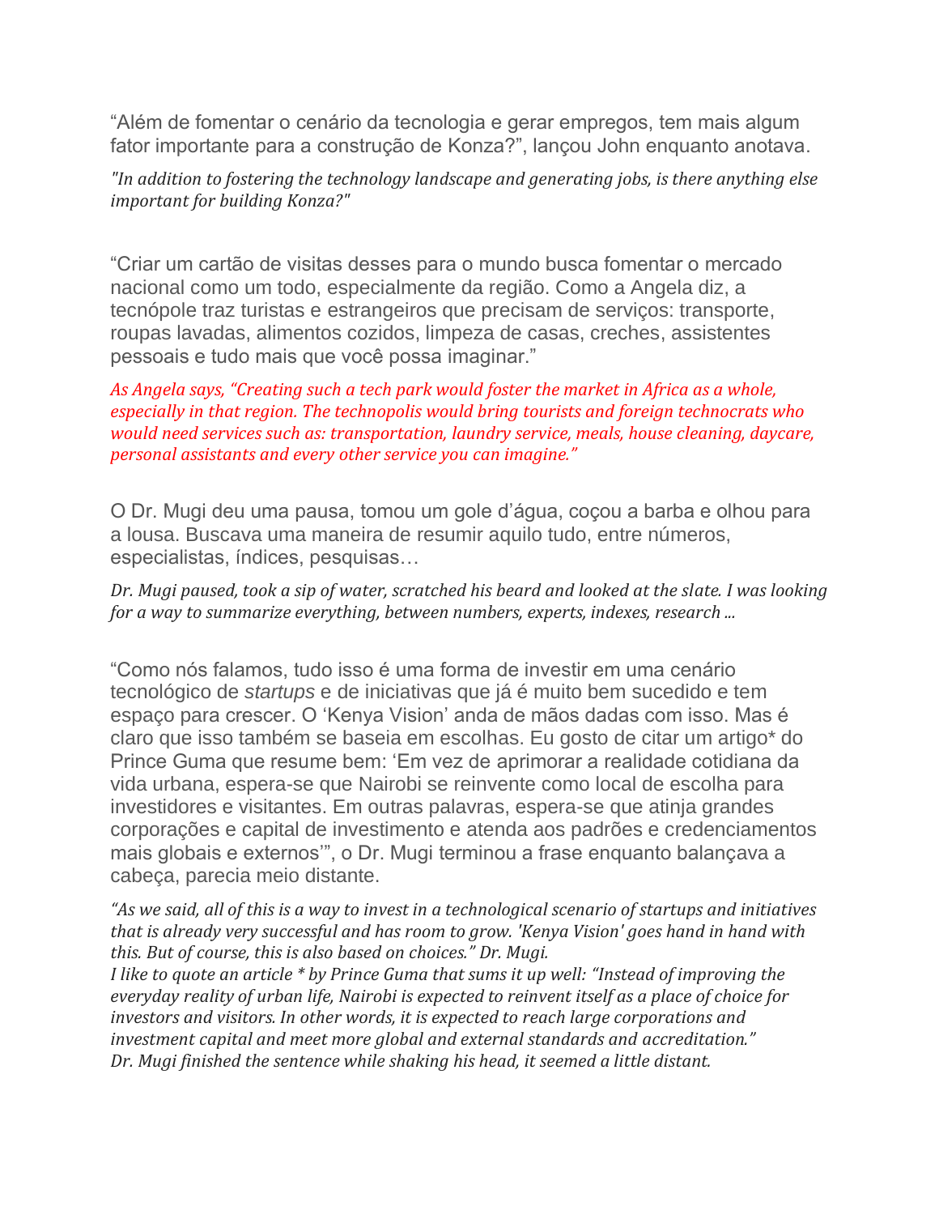“Além de fomentar o cenário da tecnologia e gerar empregos, tem mais algum fator importante para a construção de Konza?”, lançou John enquanto anotava.

*"In addition to fostering the technology landscape and generating jobs, is there anything else important for building Konza?"*

“Criar um cartão de visitas desses para o mundo busca fomentar o mercado nacional como um todo, especialmente da região. Como a Angela diz, a tecnópole traz turistas e estrangeiros que precisam de serviços: transporte, roupas lavadas, alimentos cozidos, limpeza de casas, creches, assistentes pessoais e tudo mais que você possa imaginar.”

*As Angela says, “Creating such a tech park would foster the market in Africa as a whole, especially in that region. The technopolis would bring tourists and foreign technocrats who would need services such as: transportation, laundry service, meals, house cleaning, daycare, personal assistants and every other service you can imagine.”*

O Dr. Mugi deu uma pausa, tomou um gole d’água, coçou a barba e olhou para a lousa. Buscava uma maneira de resumir aquilo tudo, entre números, especialistas, índices, pesquisas…

*Dr. Mugi paused, took a sip of water, scratched his beard and looked at the slate. I was looking for a way to summarize everything, between numbers, experts, indexes, research ...*

“Como nós falamos, tudo isso é uma forma de investir em uma cenário tecnológico de *startups* e de iniciativas que já é muito bem sucedido e tem espaço para crescer. O ‘Kenya Vision’ anda de mãos dadas com isso. Mas é claro que isso também se baseia em escolhas. Eu gosto de citar um artigo* do Prince Guma que resume bem: ‘Em vez de aprimorar a realidade cotidiana da vida urbana, espera-se que Nairobi se reinvente como local de escolha para investidores e visitantes. Em outras palavras, espera-se que atinja grandes corporações e capital de investimento e atenda aos padrões e credenciamentos mais globais e externos’”, o Dr. Mugi terminou a frase enquanto balançava a cabeça, parecia meio distante.

*“As we said, all of this is a way to invest in a technological scenario of startups and initiatives that is already very successful and has room to grow. 'Kenya Vision' goes hand in hand with this. But of course, this is also based on choices.” Dr. Mugi.*
*I like to quote an article * by Prince Guma that sums it up well: “Instead of improving the everyday reality of urban life, Nairobi is expected to reinvent itself as a place of choice for investors and visitors. In other words, it is expected to reach large corporations and investment capital and meet more global and external standards and accreditation.”*
*Dr. Mugi finished the sentence while shaking his head, it seemed a little distant.*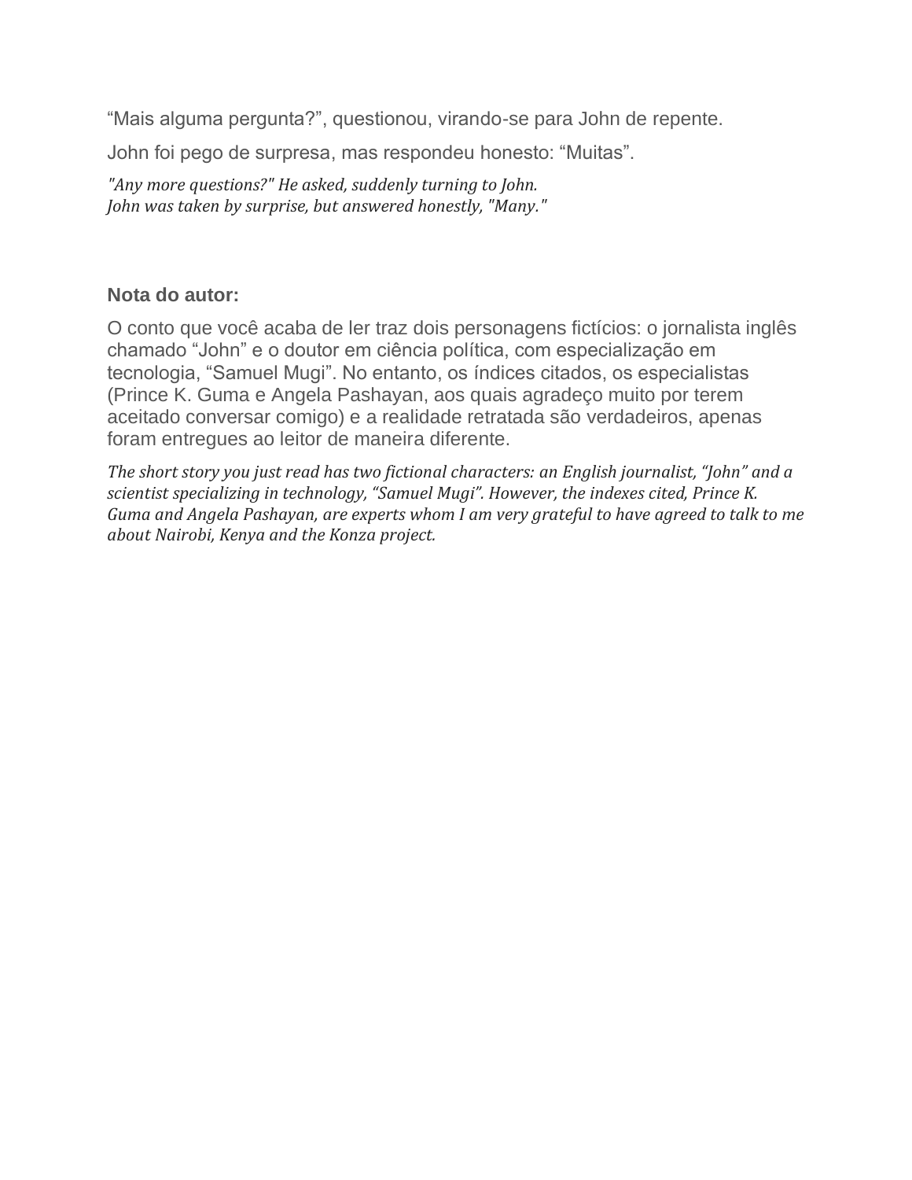“Mais alguma pergunta?”, questionou, virando-se para John de repente.

John foi pego de surpresa, mas respondeu honesto: “Muitas”.

*"Any more questions?" He asked, suddenly turning to John.*
*John was taken by surprise, but answered honestly, "Many."*

**Nota do autor:**

O conto que você acaba de ler traz dois personagens fictícios: o jornalista inglês chamado “John” e o doutor em ciência política, com especialização em tecnologia, “Samuel Mugi”. No entanto, os índices citados, os especialistas (Prince K. Guma e Angela Pashayan, aos quais agradeço muito por terem aceitado conversar comigo) e a realidade retratada são verdadeiros, apenas foram entregues ao leitor de maneira diferente.

*The short story you just read has two fictional characters: an English journalist, “John” and a scientist specializing in technology, “Samuel Mugi”. However, the indexes cited, Prince K. Guma and Angela Pashayan, are experts whom I am very grateful to have agreed to talk to me about Nairobi, Kenya and the Konza project.*